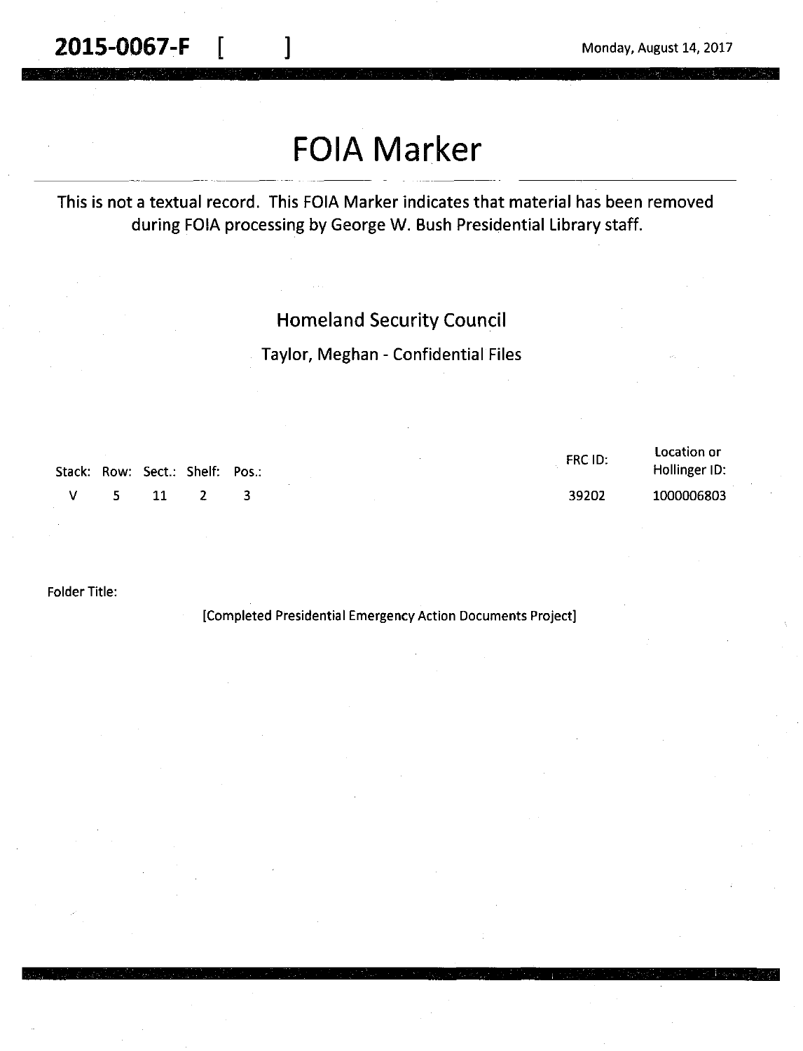**2015-0067-F** [ ] Monday, August 14, 2017

# FOIA Marker

This is not a textual record. This FOIA Marker indicates that material has been removed during FOIA processing by George W. Bush Presidential Library staff.

Homeland Security Council

Taylor, Meghan - Confidential Files

| Stack: | Row: | Sect.: | Shelf: | Pos.: | FRC ID: | Location or Hollinger ID: |
|---|---|---|---|---|---|---|
| V | 5 | 11 | 2 | 3 | 39202 | 1000006803 |

Folder Title:

[Completed Presidential Emergency Action Documents Project]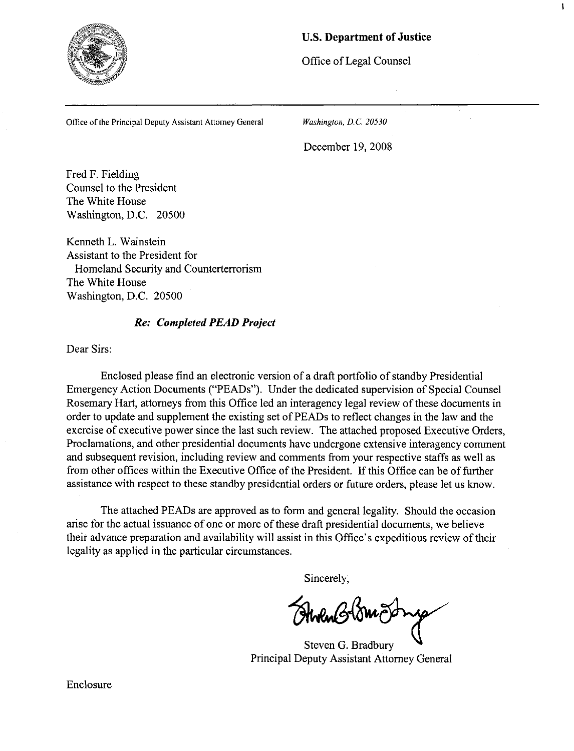**U.S. Department of Justice**

Office of Legal Counsel

Office of the Principal Deputy Assistant Attorney General

*Washington, D.C. 20530*

December 19, 2008

Fred F. Fielding
Counsel to the President
The White House
Washington, D.C. 20500

Kenneth L. Wainstein
Assistant to the President for
Homeland Security and Counterterrorism
The White House
Washington, D.C. 20500

***Re: Completed PEAD Project***

Dear Sirs:

Enclosed please find an electronic version of a draft portfolio of standby Presidential Emergency Action Documents ("PEADs"). Under the dedicated supervision of Special Counsel Rosemary Hart, attorneys from this Office led an interagency legal review of these documents in order to update and supplement the existing set of PEADs to reflect changes in the law and the exercise of executive power since the last such review. The attached proposed Executive Orders, Proclamations, and other presidential documents have undergone extensive interagency comment and subsequent revision, including review and comments from your respective staffs as well as from other offices within the Executive Office of the President. If this Office can be of further assistance with respect to these standby presidential orders or future orders, please let us know.

The attached PEADs are approved as to form and general legality. Should the occasion arise for the actual issuance of one or more of these draft presidential documents, we believe their advance preparation and availability will assist in this Office's expeditious review of their legality as applied in the particular circumstances.

Sincerely,

Steven G. Bradbury
Principal Deputy Assistant Attorney General

Enclosure